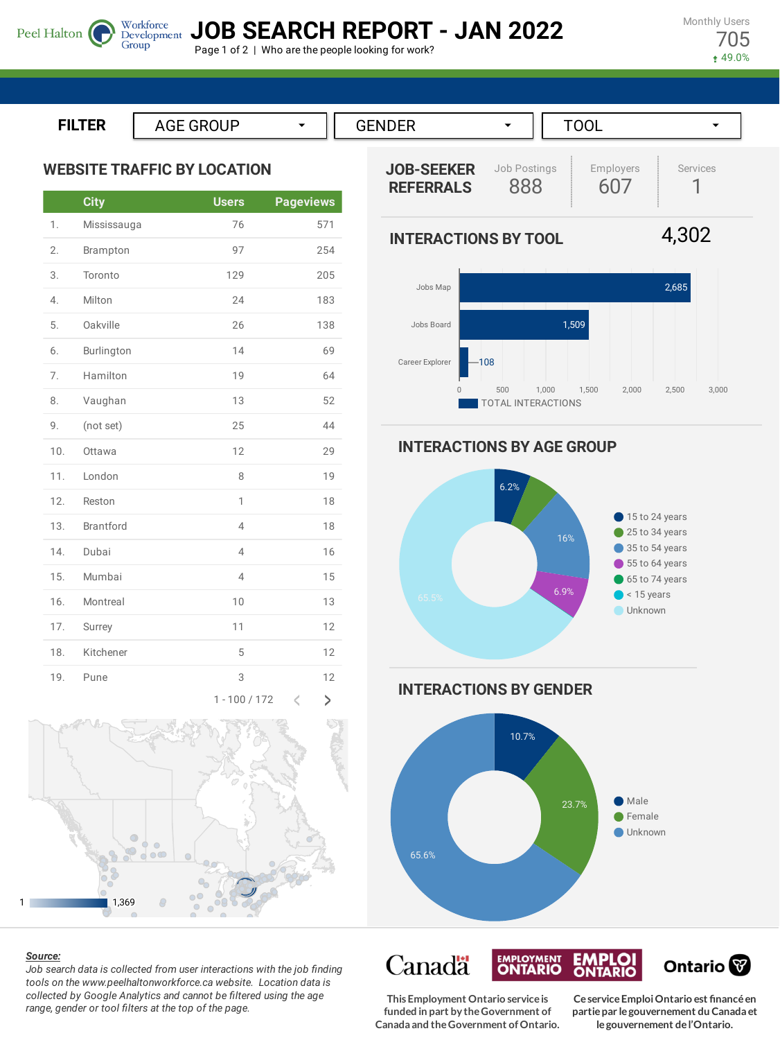# JOB SEARCH REPORT - JAN 2022

Peel Halton Workforce Development Group

Page 1 of 2 | Who are the people looking for work?

Monthly Users
705
↑ 49.0%

FILTER: AGE GROUP | GENDER | TOOL

## WEBSITE TRAFFIC BY LOCATION

| | City | Users | Pageviews |
|---|---|---|---|
| 1. | Mississauga | 76 | 571 |
| 2. | Brampton | 97 | 254 |
| 3. | Toronto | 129 | 205 |
| 4. | Milton | 24 | 183 |
| 5. | Oakville | 26 | 138 |
| 6. | Burlington | 14 | 69 |
| 7. | Hamilton | 19 | 64 |
| 8. | Vaughan | 13 | 52 |
| 9. | (not set) | 25 | 44 |
| 10. | Ottawa | 12 | 29 |
| 11. | London | 8 | 19 |
| 12. | Reston | 1 | 18 |
| 13. | Brantford | 4 | 18 |
| 14. | Dubai | 4 | 16 |
| 15. | Mumbai | 4 | 15 |
| 16. | Montreal | 10 | 13 |
| 17. | Surrey | 11 | 12 |
| 18. | Kitchener | 5 | 12 |
| 19. | Pune | 3 | 12 |

1 - 100 / 172

Map scale: 1 – 1,369

## JOB-SEEKER REFERRALS

| Job Postings | Employers | Services |
|---|---|---|
| 888 | 607 | 1 |

## INTERACTIONS BY TOOL

4,302

| Tool | Total Interactions |
|---|---|
| Jobs Map | 2,685 |
| Jobs Board | 1,509 |
| Career Explorer | 108 |

## INTERACTIONS BY AGE GROUP

- 15 to 24 years: 6.2%
- 25 to 34 years
- 35 to 54 years: 16%
- 55 to 64 years: 6.9%
- 65 to 74 years
- < 15 years
- Unknown: 65.5%

## INTERACTIONS BY GENDER

- Male: 10.7%
- Female: 23.7%
- Unknown: 65.6%

***Source:***
*Job search data is collected from user interactions with the job finding tools on the www.peelhaltonworkforce.ca website. Location data is collected by Google Analytics and cannot be filtered using the age range, gender or tool filters at the top of the page.*

Canada | Employment Ontario Emploi Ontario | Ontario

This Employment Ontario service is funded in part by the Government of Canada and the Government of Ontario.

Ce service Emploi Ontario est financé en partie par le gouvernement du Canada et le gouvernement de l'Ontario.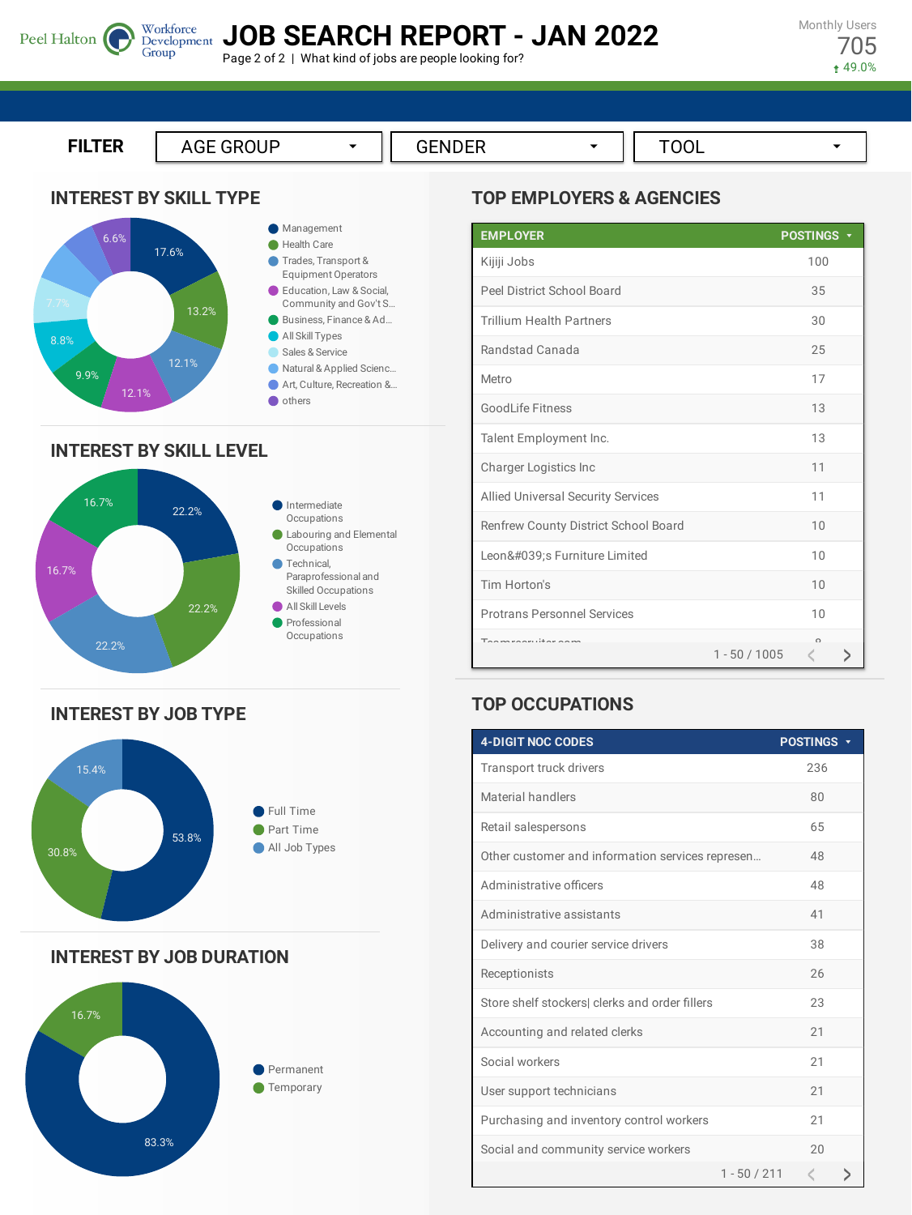# JOB SEARCH REPORT - JAN 2022

Peel Halton Workforce Development Group

Page 2 of 2 | What kind of jobs are people looking for?

Monthly Users
705
49.0%

**FILTER** AGE GROUP | GENDER | TOOL

## INTEREST BY SKILL TYPE

17.6%
13.2%
12.1%
12.1%
9.9%
8.8%
7.7%
6.6%

- Management
- Health Care
- Trades, Transport & Equipment Operators
- Education, Law & Social, Community and Gov't S...
- Business, Finance & Ad...
- All Skill Types
- Sales & Service
- Natural & Applied Scienc...
- Art, Culture, Recreation &...
- others

## INTEREST BY SKILL LEVEL

22.2%
22.2%
22.2%
16.7%
16.7%

- Intermediate Occupations
- Labouring and Elemental Occupations
- Technical, Paraprofessional and Skilled Occupations
- All Skill Levels
- Professional Occupations

## INTEREST BY JOB TYPE

53.8%
30.8%
15.4%

- Full Time
- Part Time
- All Job Types

## INTEREST BY JOB DURATION

83.3%
16.7%

- Permanent
- Temporary

## TOP EMPLOYERS & AGENCIES

| EMPLOYER | POSTINGS |
|---|---|
| Kijiji Jobs | 100 |
| Peel District School Board | 35 |
| Trillium Health Partners | 30 |
| Randstad Canada | 25 |
| Metro | 17 |
| GoodLife Fitness | 13 |
| Talent Employment Inc. | 13 |
| Charger Logistics Inc | 11 |
| Allied Universal Security Services | 11 |
| Renfrew County District School Board | 10 |
| Leon&#039;s Furniture Limited | 10 |
| Tim Horton's | 10 |
| Protrans Personnel Services | 10 |

1 - 50 / 1005

## TOP OCCUPATIONS

| 4-DIGIT NOC CODES | POSTINGS |
|---|---|
| Transport truck drivers | 236 |
| Material handlers | 80 |
| Retail salespersons | 65 |
| Other customer and information services represen... | 48 |
| Administrative officers | 48 |
| Administrative assistants | 41 |
| Delivery and courier service drivers | 38 |
| Receptionists | 26 |
| Store shelf stockers\| clerks and order fillers | 23 |
| Accounting and related clerks | 21 |
| Social workers | 21 |
| User support technicians | 21 |
| Purchasing and inventory control workers | 21 |
| Social and community service workers | 20 |

1 - 50 / 211